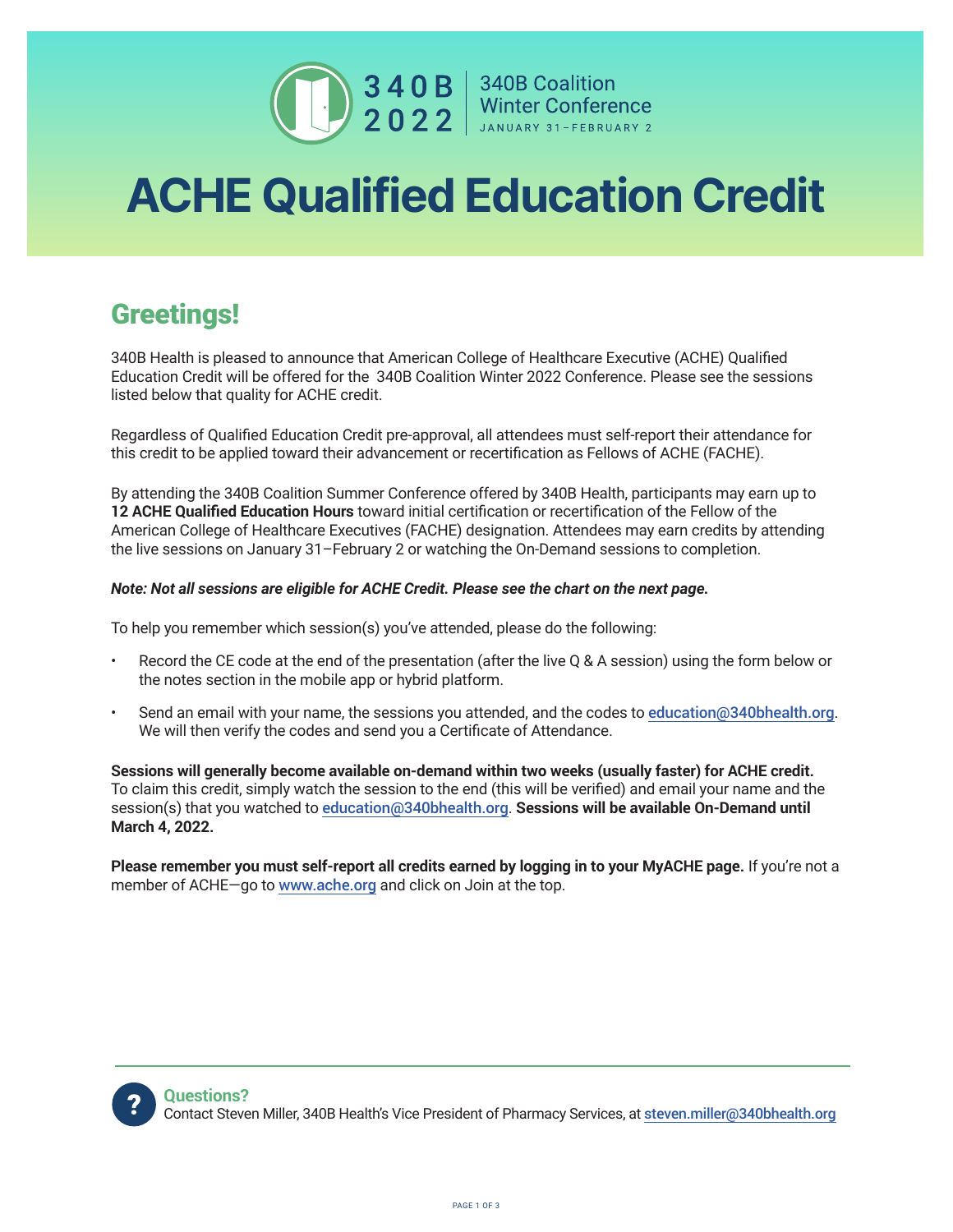340B 2022 | 340B Coalition Winter Conference
JANUARY 31–FEBRUARY 2

# ACHE Qualified Education Credit

## Greetings!

340B Health is pleased to announce that American College of Healthcare Executive (ACHE) Qualified Education Credit will be offered for the  340B Coalition Winter 2022 Conference. Please see the sessions listed below that quality for ACHE credit.

Regardless of Qualified Education Credit pre-approval, all attendees must self-report their attendance for this credit to be applied toward their advancement or recertification as Fellows of ACHE (FACHE).

By attending the 340B Coalition Summer Conference offered by 340B Health, participants may earn up to **12 ACHE Qualified Education Hours** toward initial certification or recertification of the Fellow of the American College of Healthcare Executives (FACHE) designation. Attendees may earn credits by attending the live sessions on January 31–February 2 or watching the On-Demand sessions to completion.

***Note: Not all sessions are eligible for ACHE Credit. Please see the chart on the next page.***

To help you remember which session(s) you've attended, please do the following:

- Record the CE code at the end of the presentation (after the live Q & A session) using the form below or the notes section in the mobile app or hybrid platform.
- Send an email with your name, the sessions you attended, and the codes to education@340bhealth.org. We will then verify the codes and send you a Certificate of Attendance.

**Sessions will generally become available on-demand within two weeks (usually faster) for ACHE credit.** To claim this credit, simply watch the session to the end (this will be verified) and email your name and the session(s) that you watched to education@340bhealth.org. **Sessions will be available On-Demand until March 4, 2022.**

**Please remember you must self-report all credits earned by logging in to your MyACHE page.** If you're not a member of ACHE—go to www.ache.org and click on Join at the top.

**Questions?**
Contact Steven Miller, 340B Health's Vice President of Pharmacy Services, at steven.miller@340bhealth.org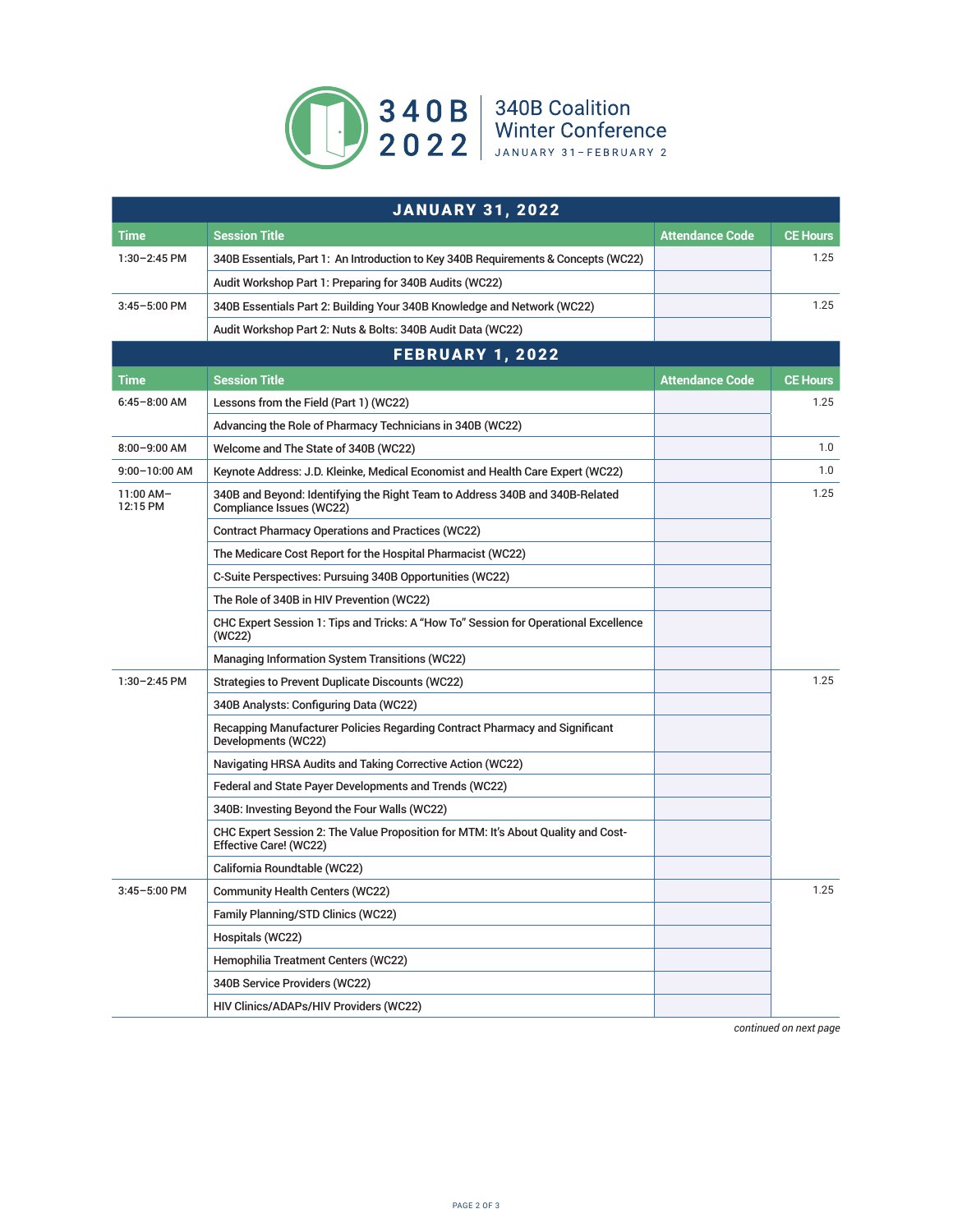# 340B 2022

## 340B Coalition Winter Conference

JANUARY 31–FEBRUARY 2

| Time | Session Title | Attendance Code | CE Hours |
|---|---|---|---|
| **JANUARY 31, 2022** | | | |
| 1:30–2:45 PM | 340B Essentials, Part 1: An Introduction to Key 340B Requirements & Concepts (WC22) | | 1.25 |
| | Audit Workshop Part 1: Preparing for 340B Audits (WC22) | | |
| 3:45–5:00 PM | 340B Essentials Part 2: Building Your 340B Knowledge and Network (WC22) | | 1.25 |
| | Audit Workshop Part 2: Nuts & Bolts: 340B Audit Data (WC22) | | |

| Time | Session Title | Attendance Code | CE Hours |
|---|---|---|---|
| **FEBRUARY 1, 2022** | | | |
| 6:45–8:00 AM | Lessons from the Field (Part 1) (WC22) | | 1.25 |
| | Advancing the Role of Pharmacy Technicians in 340B (WC22) | | |
| 8:00–9:00 AM | Welcome and The State of 340B (WC22) | | 1.0 |
| 9:00–10:00 AM | Keynote Address: J.D. Kleinke, Medical Economist and Health Care Expert (WC22) | | 1.0 |
| 11:00 AM–12:15 PM | 340B and Beyond: Identifying the Right Team to Address 340B and 340B-Related Compliance Issues (WC22) | | 1.25 |
| | Contract Pharmacy Operations and Practices (WC22) | | |
| | The Medicare Cost Report for the Hospital Pharmacist (WC22) | | |
| | C-Suite Perspectives: Pursuing 340B Opportunities (WC22) | | |
| | The Role of 340B in HIV Prevention (WC22) | | |
| | CHC Expert Session 1: Tips and Tricks: A "How To" Session for Operational Excellence (WC22) | | |
| | Managing Information System Transitions (WC22) | | |
| 1:30–2:45 PM | Strategies to Prevent Duplicate Discounts (WC22) | | 1.25 |
| | 340B Analysts: Configuring Data (WC22) | | |
| | Recapping Manufacturer Policies Regarding Contract Pharmacy and Significant Developments (WC22) | | |
| | Navigating HRSA Audits and Taking Corrective Action (WC22) | | |
| | Federal and State Payer Developments and Trends (WC22) | | |
| | 340B: Investing Beyond the Four Walls (WC22) | | |
| | CHC Expert Session 2: The Value Proposition for MTM: It's About Quality and Cost-Effective Care! (WC22) | | |
| | California Roundtable (WC22) | | |
| 3:45–5:00 PM | Community Health Centers (WC22) | | 1.25 |
| | Family Planning/STD Clinics (WC22) | | |
| | Hospitals (WC22) | | |
| | Hemophilia Treatment Centers (WC22) | | |
| | 340B Service Providers (WC22) | | |
| | HIV Clinics/ADAPs/HIV Providers (WC22) | | |

*continued on next page*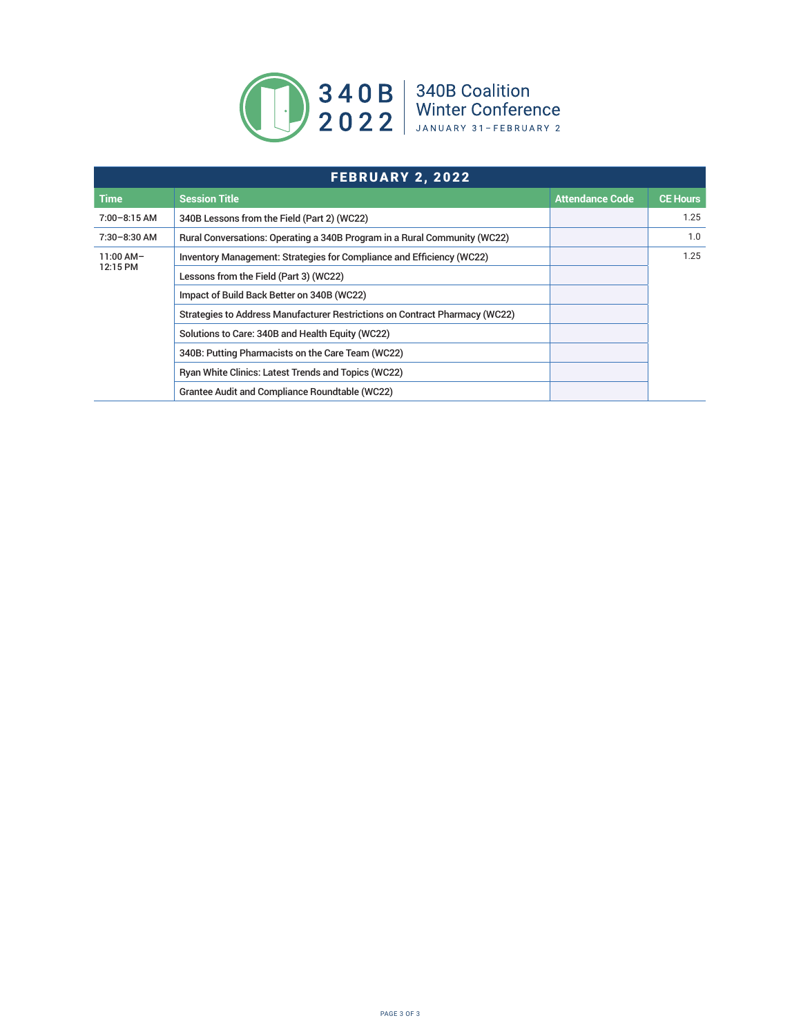# 340B 2022

## 340B Coalition Winter Conference

JANUARY 31–FEBRUARY 2

### FEBRUARY 2, 2022

| Time | Session Title | Attendance Code | CE Hours |
|---|---|---|---|
| 7:00–8:15 AM | 340B Lessons from the Field (Part 2) (WC22) | | 1.25 |
| 7:30–8:30 AM | Rural Conversations: Operating a 340B Program in a Rural Community (WC22) | | 1.0 |
| 11:00 AM–12:15 PM | Inventory Management: Strategies for Compliance and Efficiency (WC22) | | 1.25 |
| | Lessons from the Field (Part 3) (WC22) | | |
| | Impact of Build Back Better on 340B (WC22) | | |
| | Strategies to Address Manufacturer Restrictions on Contract Pharmacy (WC22) | | |
| | Solutions to Care: 340B and Health Equity (WC22) | | |
| | 340B: Putting Pharmacists on the Care Team (WC22) | | |
| | Ryan White Clinics: Latest Trends and Topics (WC22) | | |
| | Grantee Audit and Compliance Roundtable (WC22) | | |